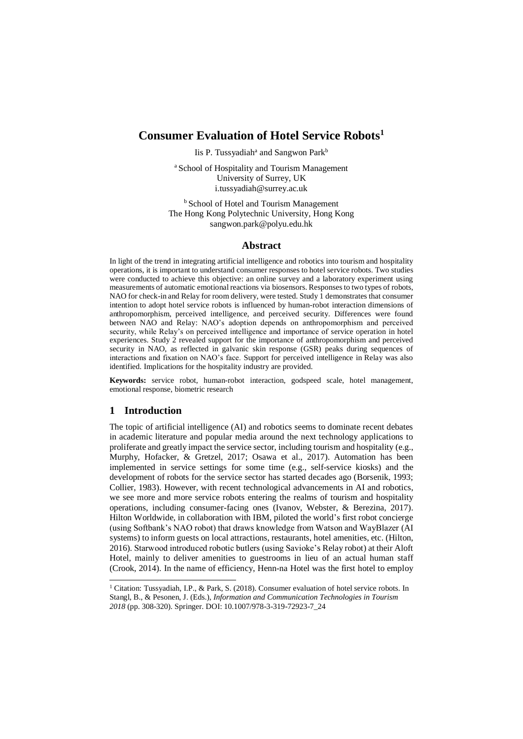# Consumer Evaluation of Hotel Service Robots[1]

Iis P. Tussyadiah[a] and Sangwon Park[b]

[a] School of Hospitality and Tourism Management
University of Surrey, UK
i.tussyadiah@surrey.ac.uk

[b] School of Hotel and Tourism Management
The Hong Kong Polytechnic University, Hong Kong
sangwon.park@polyu.edu.hk

## Abstract

In light of the trend in integrating artificial intelligence and robotics into tourism and hospitality operations, it is important to understand consumer responses to hotel service robots. Two studies were conducted to achieve this objective: an online survey and a laboratory experiment using measurements of automatic emotional reactions via biosensors. Responses to two types of robots, NAO for check-in and Relay for room delivery, were tested. Study 1 demonstrates that consumer intention to adopt hotel service robots is influenced by human-robot interaction dimensions of anthropomorphism, perceived intelligence, and perceived security. Differences were found between NAO and Relay: NAO's adoption depends on anthropomorphism and perceived security, while Relay's on perceived intelligence and importance of service operation in hotel experiences. Study 2 revealed support for the importance of anthropomorphism and perceived security in NAO, as reflected in galvanic skin response (GSR) peaks during sequences of interactions and fixation on NAO's face. Support for perceived intelligence in Relay was also identified. Implications for the hospitality industry are provided.

**Keywords:** service robot, human-robot interaction, godspeed scale, hotel management, emotional response, biometric research

## 1 Introduction

The topic of artificial intelligence (AI) and robotics seems to dominate recent debates in academic literature and popular media around the next technology applications to proliferate and greatly impact the service sector, including tourism and hospitality (e.g., Murphy, Hofacker, & Gretzel, 2017; Osawa et al., 2017). Automation has been implemented in service settings for some time (e.g., self-service kiosks) and the development of robots for the service sector has started decades ago (Borsenik, 1993; Collier, 1983). However, with recent technological advancements in AI and robotics, we see more and more service robots entering the realms of tourism and hospitality operations, including consumer-facing ones (Ivanov, Webster, & Berezina, 2017). Hilton Worldwide, in collaboration with IBM, piloted the world's first robot concierge (using Softbank's NAO robot) that draws knowledge from Watson and WayBlazer (AI systems) to inform guests on local attractions, restaurants, hotel amenities, etc. (Hilton, 2016). Starwood introduced robotic butlers (using Savioke's Relay robot) at their Aloft Hotel, mainly to deliver amenities to guestrooms in lieu of an actual human staff (Crook, 2014). In the name of efficiency, Henn-na Hotel was the first hotel to employ

[1] Citation: Tussyadiah, I.P., & Park, S. (2018). Consumer evaluation of hotel service robots. In Stangl, B., & Pesonen, J. (Eds.), *Information and Communication Technologies in Tourism 2018* (pp. 308-320). Springer. DOI: 10.1007/978-3-319-72923-7_24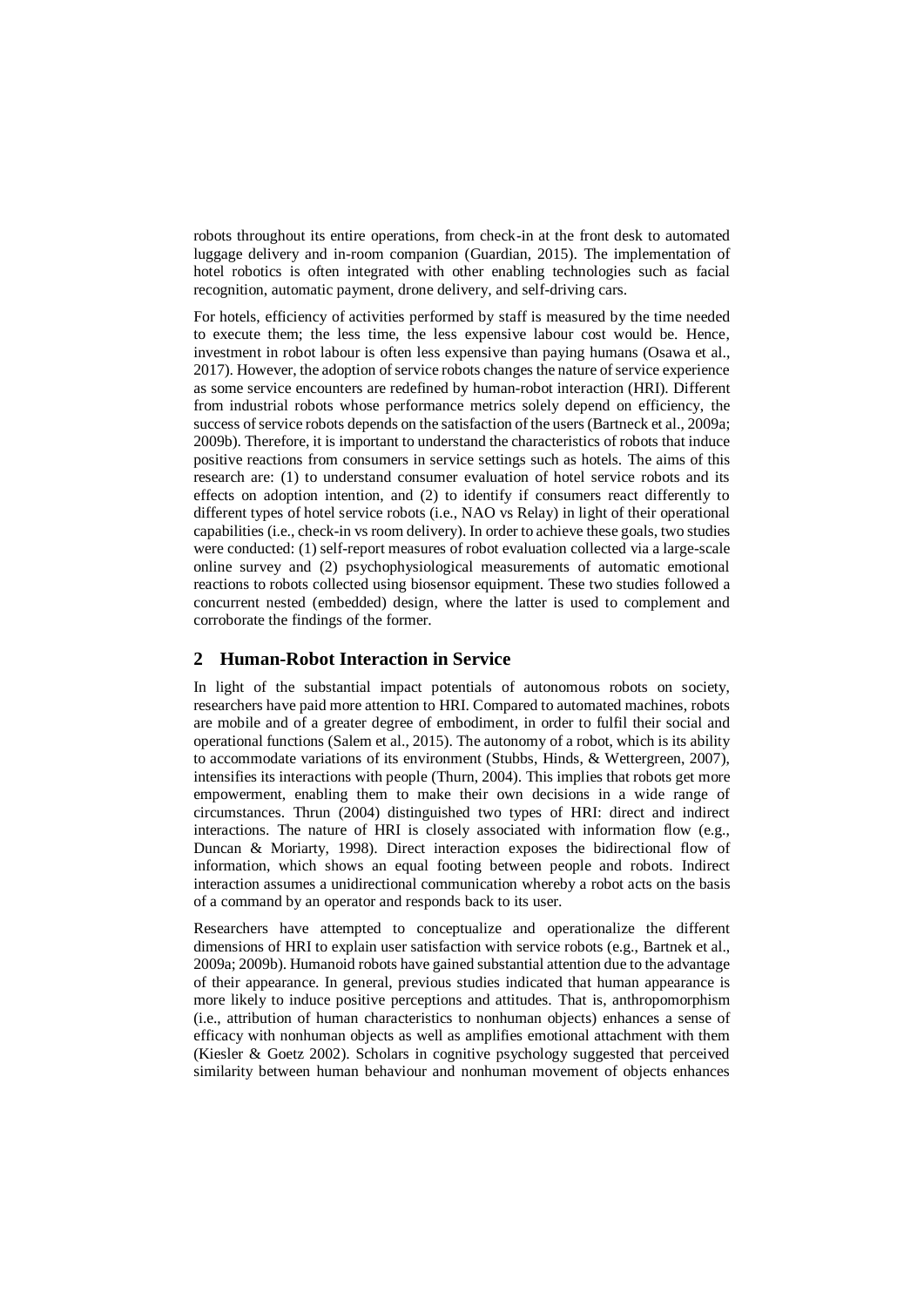robots throughout its entire operations, from check-in at the front desk to automated luggage delivery and in-room companion (Guardian, 2015). The implementation of hotel robotics is often integrated with other enabling technologies such as facial recognition, automatic payment, drone delivery, and self-driving cars.

For hotels, efficiency of activities performed by staff is measured by the time needed to execute them; the less time, the less expensive labour cost would be. Hence, investment in robot labour is often less expensive than paying humans (Osawa et al., 2017). However, the adoption of service robots changes the nature of service experience as some service encounters are redefined by human-robot interaction (HRI). Different from industrial robots whose performance metrics solely depend on efficiency, the success of service robots depends on the satisfaction of the users (Bartneck et al., 2009a; 2009b). Therefore, it is important to understand the characteristics of robots that induce positive reactions from consumers in service settings such as hotels. The aims of this research are: (1) to understand consumer evaluation of hotel service robots and its effects on adoption intention, and (2) to identify if consumers react differently to different types of hotel service robots (i.e., NAO vs Relay) in light of their operational capabilities (i.e., check-in vs room delivery). In order to achieve these goals, two studies were conducted: (1) self-report measures of robot evaluation collected via a large-scale online survey and (2) psychophysiological measurements of automatic emotional reactions to robots collected using biosensor equipment. These two studies followed a concurrent nested (embedded) design, where the latter is used to complement and corroborate the findings of the former.

## 2 Human-Robot Interaction in Service

In light of the substantial impact potentials of autonomous robots on society, researchers have paid more attention to HRI. Compared to automated machines, robots are mobile and of a greater degree of embodiment, in order to fulfil their social and operational functions (Salem et al., 2015). The autonomy of a robot, which is its ability to accommodate variations of its environment (Stubbs, Hinds, & Wettergreen, 2007), intensifies its interactions with people (Thurn, 2004). This implies that robots get more empowerment, enabling them to make their own decisions in a wide range of circumstances. Thrun (2004) distinguished two types of HRI: direct and indirect interactions. The nature of HRI is closely associated with information flow (e.g., Duncan & Moriarty, 1998). Direct interaction exposes the bidirectional flow of information, which shows an equal footing between people and robots. Indirect interaction assumes a unidirectional communication whereby a robot acts on the basis of a command by an operator and responds back to its user.

Researchers have attempted to conceptualize and operationalize the different dimensions of HRI to explain user satisfaction with service robots (e.g., Bartnek et al., 2009a; 2009b). Humanoid robots have gained substantial attention due to the advantage of their appearance. In general, previous studies indicated that human appearance is more likely to induce positive perceptions and attitudes. That is, anthropomorphism (i.e., attribution of human characteristics to nonhuman objects) enhances a sense of efficacy with nonhuman objects as well as amplifies emotional attachment with them (Kiesler & Goetz 2002). Scholars in cognitive psychology suggested that perceived similarity between human behaviour and nonhuman movement of objects enhances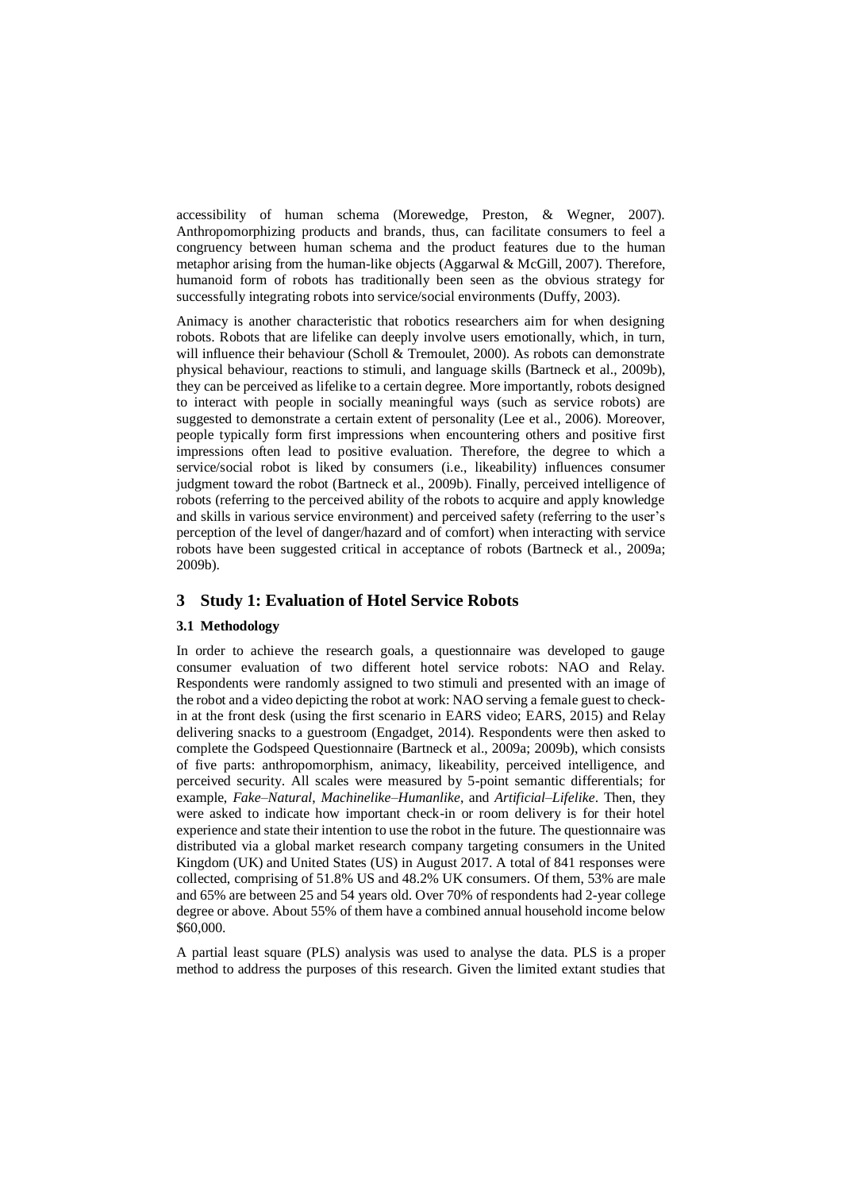accessibility of human schema (Morewedge, Preston, & Wegner, 2007). Anthropomorphizing products and brands, thus, can facilitate consumers to feel a congruency between human schema and the product features due to the human metaphor arising from the human-like objects (Aggarwal & McGill, 2007). Therefore, humanoid form of robots has traditionally been seen as the obvious strategy for successfully integrating robots into service/social environments (Duffy, 2003).

Animacy is another characteristic that robotics researchers aim for when designing robots. Robots that are lifelike can deeply involve users emotionally, which, in turn, will influence their behaviour (Scholl & Tremoulet, 2000). As robots can demonstrate physical behaviour, reactions to stimuli, and language skills (Bartneck et al., 2009b), they can be perceived as lifelike to a certain degree. More importantly, robots designed to interact with people in socially meaningful ways (such as service robots) are suggested to demonstrate a certain extent of personality (Lee et al., 2006). Moreover, people typically form first impressions when encountering others and positive first impressions often lead to positive evaluation. Therefore, the degree to which a service/social robot is liked by consumers (i.e., likeability) influences consumer judgment toward the robot (Bartneck et al., 2009b). Finally, perceived intelligence of robots (referring to the perceived ability of the robots to acquire and apply knowledge and skills in various service environment) and perceived safety (referring to the user's perception of the level of danger/hazard and of comfort) when interacting with service robots have been suggested critical in acceptance of robots (Bartneck et al., 2009a; 2009b).

## 3 Study 1: Evaluation of Hotel Service Robots

### 3.1 Methodology

In order to achieve the research goals, a questionnaire was developed to gauge consumer evaluation of two different hotel service robots: NAO and Relay. Respondents were randomly assigned to two stimuli and presented with an image of the robot and a video depicting the robot at work: NAO serving a female guest to check-in at the front desk (using the first scenario in EARS video; EARS, 2015) and Relay delivering snacks to a guestroom (Engadget, 2014). Respondents were then asked to complete the Godspeed Questionnaire (Bartneck et al., 2009a; 2009b), which consists of five parts: anthropomorphism, animacy, likeability, perceived intelligence, and perceived security. All scales were measured by 5-point semantic differentials; for example, *Fake–Natural*, *Machinelike–Humanlike*, and *Artificial–Lifelike*. Then, they were asked to indicate how important check-in or room delivery is for their hotel experience and state their intention to use the robot in the future. The questionnaire was distributed via a global market research company targeting consumers in the United Kingdom (UK) and United States (US) in August 2017. A total of 841 responses were collected, comprising of 51.8% US and 48.2% UK consumers. Of them, 53% are male and 65% are between 25 and 54 years old. Over 70% of respondents had 2-year college degree or above. About 55% of them have a combined annual household income below \$60,000.

A partial least square (PLS) analysis was used to analyse the data. PLS is a proper method to address the purposes of this research. Given the limited extant studies that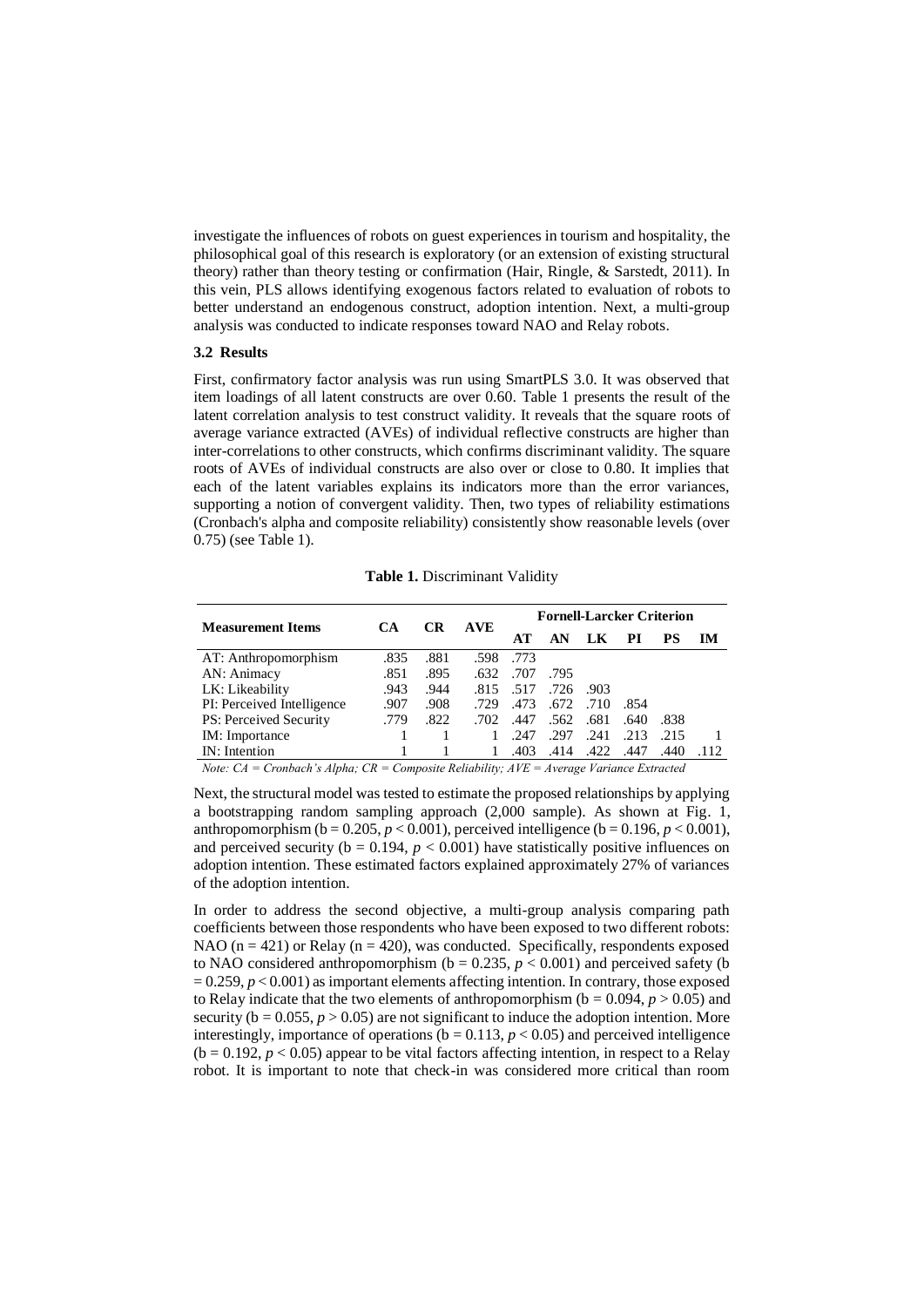investigate the influences of robots on guest experiences in tourism and hospitality, the philosophical goal of this research is exploratory (or an extension of existing structural theory) rather than theory testing or confirmation (Hair, Ringle, & Sarstedt, 2011). In this vein, PLS allows identifying exogenous factors related to evaluation of robots to better understand an endogenous construct, adoption intention. Next, a multi-group analysis was conducted to indicate responses toward NAO and Relay robots.

### 3.2 Results

First, confirmatory factor analysis was run using SmartPLS 3.0. It was observed that item loadings of all latent constructs are over 0.60. Table 1 presents the result of the latent correlation analysis to test construct validity. It reveals that the square roots of average variance extracted (AVEs) of individual reflective constructs are higher than inter-correlations to other constructs, which confirms discriminant validity. The square roots of AVEs of individual constructs are also over or close to 0.80. It implies that each of the latent variables explains its indicators more than the error variances, supporting a notion of convergent validity. Then, two types of reliability estimations (Cronbach's alpha and composite reliability) consistently show reasonable levels (over 0.75) (see Table 1).

**Table 1.** Discriminant Validity

| Measurement Items | CA | CR | AVE | Fornell-Larcker Criterion | | | | | |
|---|---|---|---|---|---|---|---|---|---|
| | | | | AT | AN | LK | PI | PS | IM |
| AT: Anthropomorphism | .835 | .881 | .598 | .773 | | | | | |
| AN: Animacy | .851 | .895 | .632 | .707 | .795 | | | | |
| LK: Likeability | .943 | .944 | .815 | .517 | .726 | .903 | | | |
| PI: Perceived Intelligence | .907 | .908 | .729 | .473 | .672 | .710 | .854 | | |
| PS: Perceived Security | .779 | .822 | .702 | .447 | .562 | .681 | .640 | .838 | |
| IM: Importance | 1 | 1 | 1 | .247 | .297 | .241 | .213 | .215 | 1 |
| IN: Intention | 1 | 1 | 1 | .403 | .414 | .422 | .447 | .440 | .112 |

*Note: CA = Cronbach's Alpha; CR = Composite Reliability; AVE = Average Variance Extracted*

Next, the structural model was tested to estimate the proposed relationships by applying a bootstrapping random sampling approach (2,000 sample). As shown at Fig. 1, anthropomorphism ($b = 0.205$, $p < 0.001$), perceived intelligence ($b = 0.196$, $p < 0.001$), and perceived security ($b = 0.194$, $p < 0.001$) have statistically positive influences on adoption intention. These estimated factors explained approximately 27% of variances of the adoption intention.

In order to address the second objective, a multi-group analysis comparing path coefficients between those respondents who have been exposed to two different robots: NAO ($n = 421$) or Relay ($n = 420$), was conducted. Specifically, respondents exposed to NAO considered anthropomorphism ($b = 0.235$, $p < 0.001$) and perceived safety ($b = 0.259$, $p < 0.001$) as important elements affecting intention. In contrary, those exposed to Relay indicate that the two elements of anthropomorphism ($b = 0.094$, $p > 0.05$) and security ($b = 0.055$, $p > 0.05$) are not significant to induce the adoption intention. More interestingly, importance of operations ($b = 0.113$, $p < 0.05$) and perceived intelligence ($b = 0.192$, $p < 0.05$) appear to be vital factors affecting intention, in respect to a Relay robot. It is important to note that check-in was considered more critical than room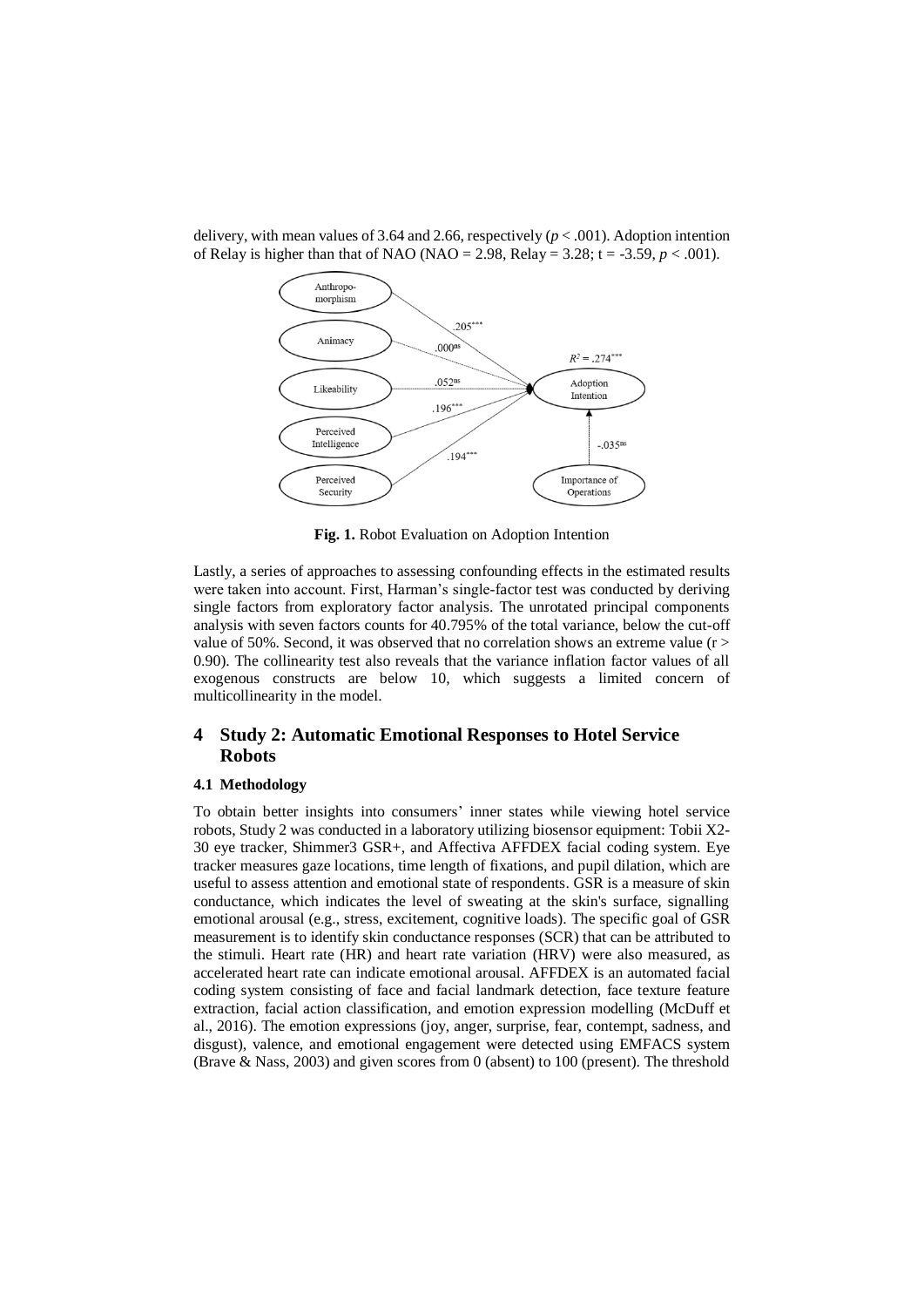delivery, with mean values of 3.64 and 2.66, respectively ($p < .001$). Adoption intention of Relay is higher than that of NAO (NAO = 2.98, Relay = 3.28; t = -3.59, $p < .001$).

**Fig. 1.** Robot Evaluation on Adoption Intention

Lastly, a series of approaches to assessing confounding effects in the estimated results were taken into account. First, Harman's single-factor test was conducted by deriving single factors from exploratory factor analysis. The unrotated principal components analysis with seven factors counts for 40.795% of the total variance, below the cut-off value of 50%. Second, it was observed that no correlation shows an extreme value ($r > 0.90$). The collinearity test also reveals that the variance inflation factor values of all exogenous constructs are below 10, which suggests a limited concern of multicollinearity in the model.

# 4 Study 2: Automatic Emotional Responses to Hotel Service Robots

## 4.1 Methodology

To obtain better insights into consumers' inner states while viewing hotel service robots, Study 2 was conducted in a laboratory utilizing biosensor equipment: Tobii X2-30 eye tracker, Shimmer3 GSR+, and Affectiva AFFDEX facial coding system. Eye tracker measures gaze locations, time length of fixations, and pupil dilation, which are useful to assess attention and emotional state of respondents. GSR is a measure of skin conductance, which indicates the level of sweating at the skin's surface, signalling emotional arousal (e.g., stress, excitement, cognitive loads). The specific goal of GSR measurement is to identify skin conductance responses (SCR) that can be attributed to the stimuli. Heart rate (HR) and heart rate variation (HRV) were also measured, as accelerated heart rate can indicate emotional arousal. AFFDEX is an automated facial coding system consisting of face and facial landmark detection, face texture feature extraction, facial action classification, and emotion expression modelling (McDuff et al., 2016). The emotion expressions (joy, anger, surprise, fear, contempt, sadness, and disgust), valence, and emotional engagement were detected using EMFACS system (Brave & Nass, 2003) and given scores from 0 (absent) to 100 (present). The threshold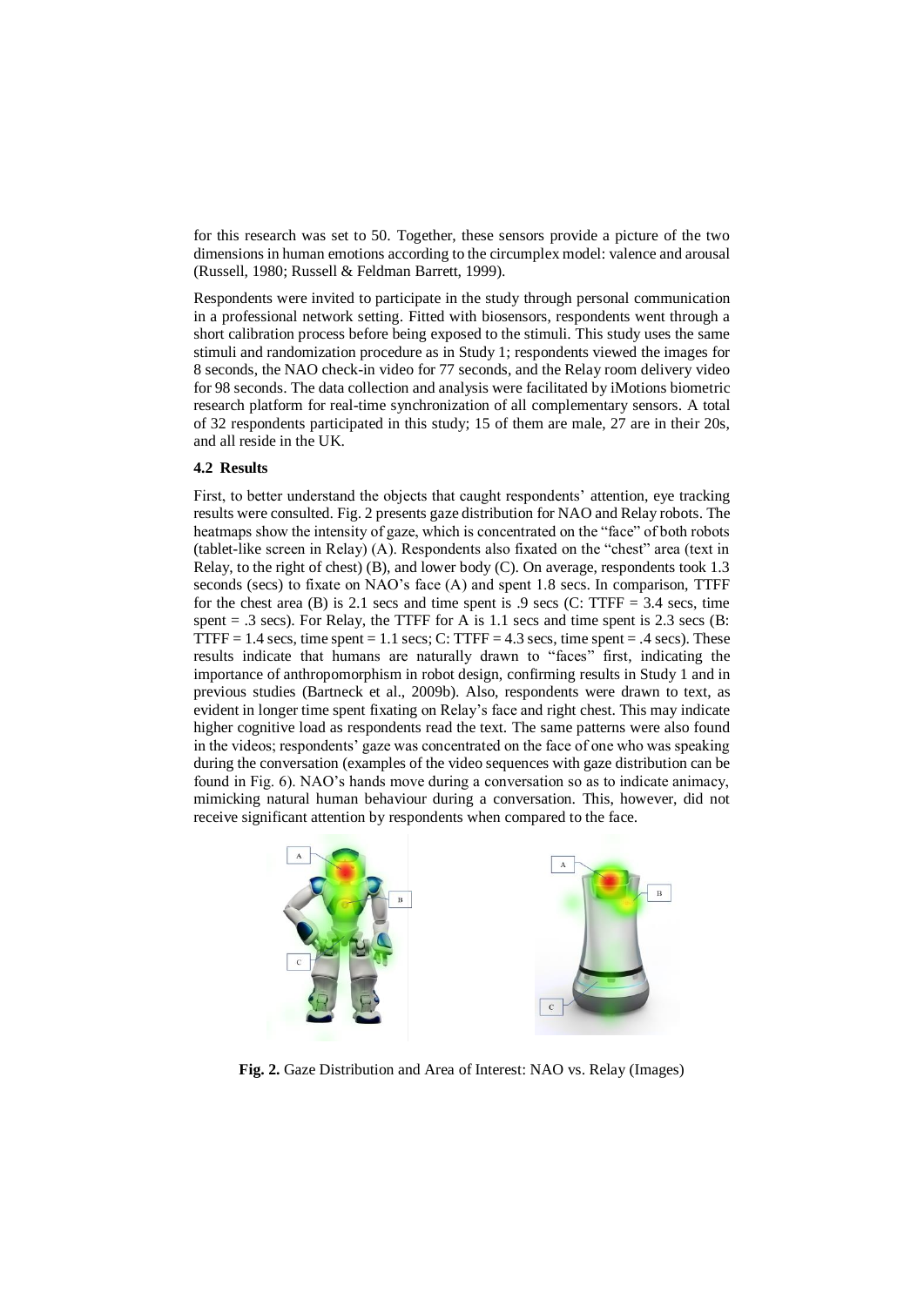for this research was set to 50. Together, these sensors provide a picture of the two dimensions in human emotions according to the circumplex model: valence and arousal (Russell, 1980; Russell & Feldman Barrett, 1999).

Respondents were invited to participate in the study through personal communication in a professional network setting. Fitted with biosensors, respondents went through a short calibration process before being exposed to the stimuli. This study uses the same stimuli and randomization procedure as in Study 1; respondents viewed the images for 8 seconds, the NAO check-in video for 77 seconds, and the Relay room delivery video for 98 seconds. The data collection and analysis were facilitated by iMotions biometric research platform for real-time synchronization of all complementary sensors. A total of 32 respondents participated in this study; 15 of them are male, 27 are in their 20s, and all reside in the UK.

### 4.2 Results

First, to better understand the objects that caught respondents' attention, eye tracking results were consulted. Fig. 2 presents gaze distribution for NAO and Relay robots. The heatmaps show the intensity of gaze, which is concentrated on the "face" of both robots (tablet-like screen in Relay) (A). Respondents also fixated on the "chest" area (text in Relay, to the right of chest) (B), and lower body (C). On average, respondents took 1.3 seconds (secs) to fixate on NAO's face (A) and spent 1.8 secs. In comparison, TTFF for the chest area (B) is 2.1 secs and time spent is .9 secs (C: TTFF = 3.4 secs, time spent = .3 secs). For Relay, the TTFF for A is 1.1 secs and time spent is 2.3 secs (B: TTFF = 1.4 secs, time spent = 1.1 secs; C: TTFF = 4.3 secs, time spent = .4 secs). These results indicate that humans are naturally drawn to "faces" first, indicating the importance of anthropomorphism in robot design, confirming results in Study 1 and in previous studies (Bartneck et al., 2009b). Also, respondents were drawn to text, as evident in longer time spent fixating on Relay's face and right chest. This may indicate higher cognitive load as respondents read the text. The same patterns were also found in the videos; respondents' gaze was concentrated on the face of one who was speaking during the conversation (examples of the video sequences with gaze distribution can be found in Fig. 6). NAO's hands move during a conversation so as to indicate animacy, mimicking natural human behaviour during a conversation. This, however, did not receive significant attention by respondents when compared to the face.

**Fig. 2.** Gaze Distribution and Area of Interest: NAO vs. Relay (Images)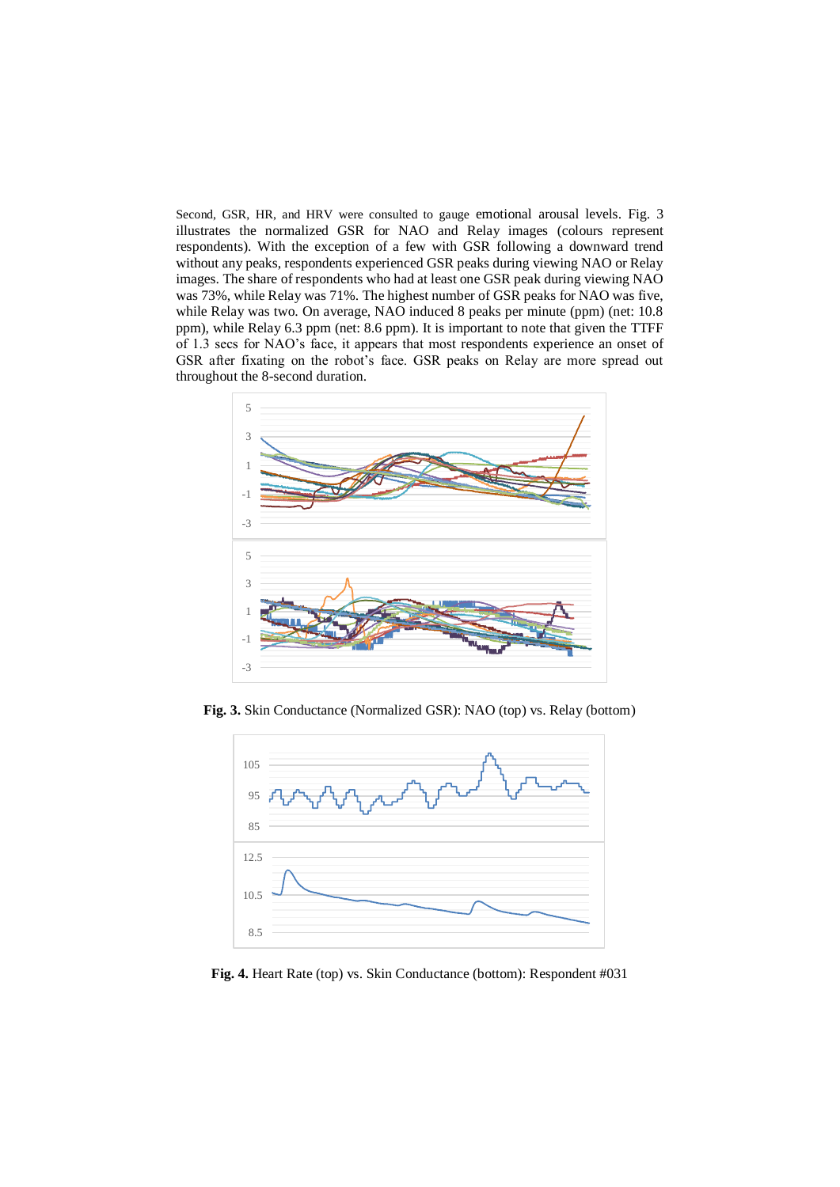Second, GSR, HR, and HRV were consulted to gauge emotional arousal levels. Fig. 3 illustrates the normalized GSR for NAO and Relay images (colours represent respondents). With the exception of a few with GSR following a downward trend without any peaks, respondents experienced GSR peaks during viewing NAO or Relay images. The share of respondents who had at least one GSR peak during viewing NAO was 73%, while Relay was 71%. The highest number of GSR peaks for NAO was five, while Relay was two. On average, NAO induced 8 peaks per minute (ppm) (net: 10.8 ppm), while Relay 6.3 ppm (net: 8.6 ppm). It is important to note that given the TTFF of 1.3 secs for NAO's face, it appears that most respondents experience an onset of GSR after fixating on the robot's face. GSR peaks on Relay are more spread out throughout the 8-second duration.

**Fig. 3.** Skin Conductance (Normalized GSR): NAO (top) vs. Relay (bottom)

**Fig. 4.** Heart Rate (top) vs. Skin Conductance (bottom): Respondent #031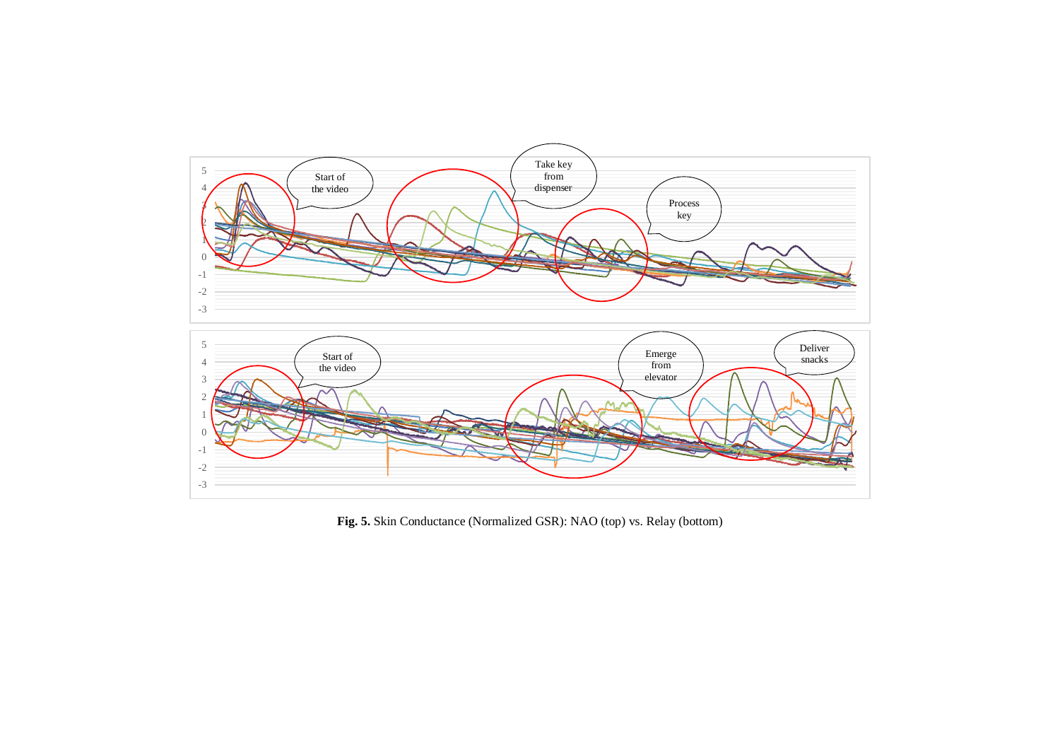**Fig. 5.** Skin Conductance (Normalized GSR): NAO (top) vs. Relay (bottom)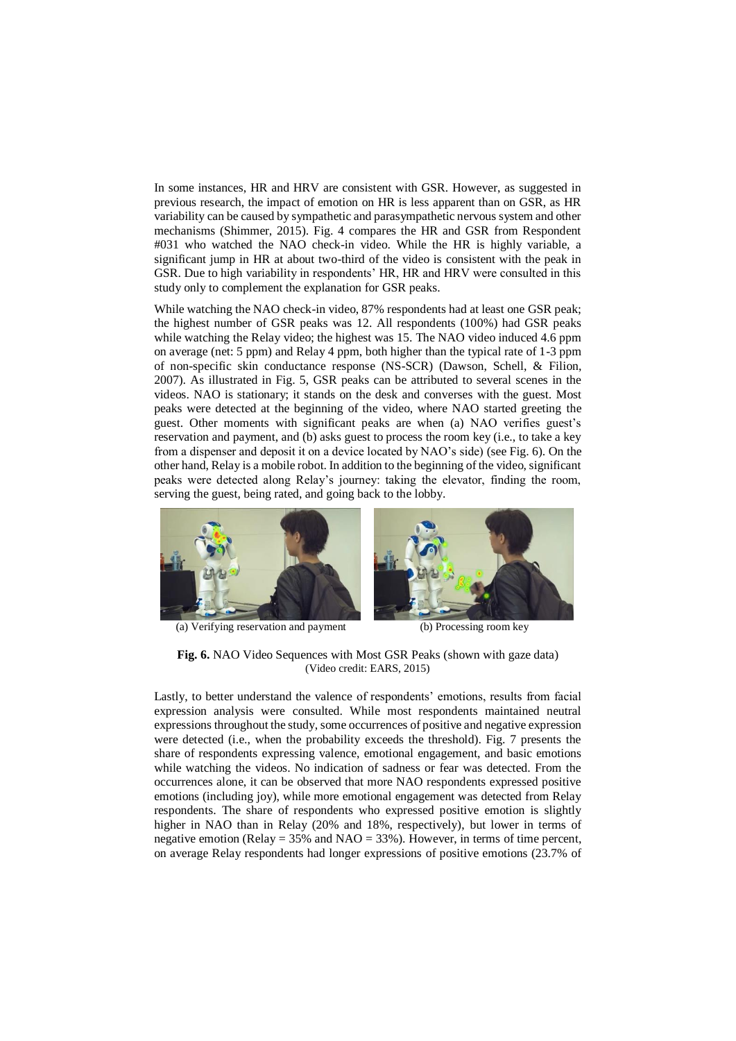In some instances, HR and HRV are consistent with GSR. However, as suggested in previous research, the impact of emotion on HR is less apparent than on GSR, as HR variability can be caused by sympathetic and parasympathetic nervous system and other mechanisms (Shimmer, 2015). Fig. 4 compares the HR and GSR from Respondent #031 who watched the NAO check-in video. While the HR is highly variable, a significant jump in HR at about two-third of the video is consistent with the peak in GSR. Due to high variability in respondents' HR, HR and HRV were consulted in this study only to complement the explanation for GSR peaks.

While watching the NAO check-in video, 87% respondents had at least one GSR peak; the highest number of GSR peaks was 12. All respondents (100%) had GSR peaks while watching the Relay video; the highest was 15. The NAO video induced 4.6 ppm on average (net: 5 ppm) and Relay 4 ppm, both higher than the typical rate of 1-3 ppm of non-specific skin conductance response (NS-SCR) (Dawson, Schell, & Filion, 2007). As illustrated in Fig. 5, GSR peaks can be attributed to several scenes in the videos. NAO is stationary; it stands on the desk and converses with the guest. Most peaks were detected at the beginning of the video, where NAO started greeting the guest. Other moments with significant peaks are when (a) NAO verifies guest's reservation and payment, and (b) asks guest to process the room key (i.e., to take a key from a dispenser and deposit it on a device located by NAO's side) (see Fig. 6). On the other hand, Relay is a mobile robot. In addition to the beginning of the video, significant peaks were detected along Relay's journey: taking the elevator, finding the room, serving the guest, being rated, and going back to the lobby.

(a) Verifying reservation and payment

(b) Processing room key

**Fig. 6.** NAO Video Sequences with Most GSR Peaks (shown with gaze data) (Video credit: EARS, 2015)

Lastly, to better understand the valence of respondents' emotions, results from facial expression analysis were consulted. While most respondents maintained neutral expressions throughout the study, some occurrences of positive and negative expression were detected (i.e., when the probability exceeds the threshold). Fig. 7 presents the share of respondents expressing valence, emotional engagement, and basic emotions while watching the videos. No indication of sadness or fear was detected. From the occurrences alone, it can be observed that more NAO respondents expressed positive emotions (including joy), while more emotional engagement was detected from Relay respondents. The share of respondents who expressed positive emotion is slightly higher in NAO than in Relay (20% and 18%, respectively), but lower in terms of negative emotion (Relay = 35% and NAO = 33%). However, in terms of time percent, on average Relay respondents had longer expressions of positive emotions (23.7% of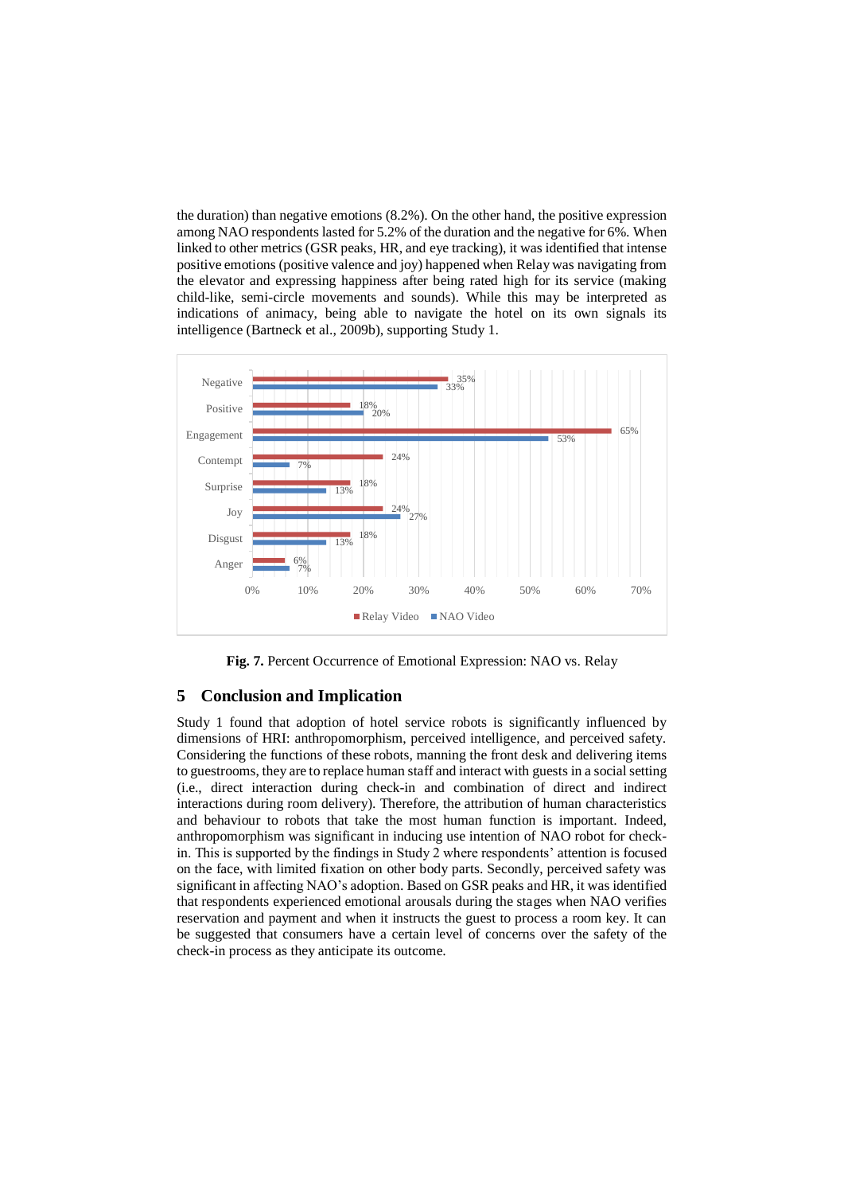the duration) than negative emotions (8.2%). On the other hand, the positive expression among NAO respondents lasted for 5.2% of the duration and the negative for 6%. When linked to other metrics (GSR peaks, HR, and eye tracking), it was identified that intense positive emotions (positive valence and joy) happened when Relay was navigating from the elevator and expressing happiness after being rated high for its service (making child-like, semi-circle movements and sounds). While this may be interpreted as indications of animacy, being able to navigate the hotel on its own signals its intelligence (Bartneck et al., 2009b), supporting Study 1.

| | Relay Video | NAO Video |
|---|---|---|
| Negative | 35% | 33% |
| Positive | 18% | 20% |
| Engagement | 65% | 53% |
| Contempt | 24% | 7% |
| Surprise | 18% | 13% |
| Joy | 24% | 27% |
| Disgust | 18% | 13% |
| Anger | 6% | 7% |

**Fig. 7.** Percent Occurrence of Emotional Expression: NAO vs. Relay

## 5 Conclusion and Implication

Study 1 found that adoption of hotel service robots is significantly influenced by dimensions of HRI: anthropomorphism, perceived intelligence, and perceived safety. Considering the functions of these robots, manning the front desk and delivering items to guestrooms, they are to replace human staff and interact with guests in a social setting (i.e., direct interaction during check-in and combination of direct and indirect interactions during room delivery). Therefore, the attribution of human characteristics and behaviour to robots that take the most human function is important. Indeed, anthropomorphism was significant in inducing use intention of NAO robot for check-in. This is supported by the findings in Study 2 where respondents' attention is focused on the face, with limited fixation on other body parts. Secondly, perceived safety was significant in affecting NAO's adoption. Based on GSR peaks and HR, it was identified that respondents experienced emotional arousals during the stages when NAO verifies reservation and payment and when it instructs the guest to process a room key. It can be suggested that consumers have a certain level of concerns over the safety of the check-in process as they anticipate its outcome.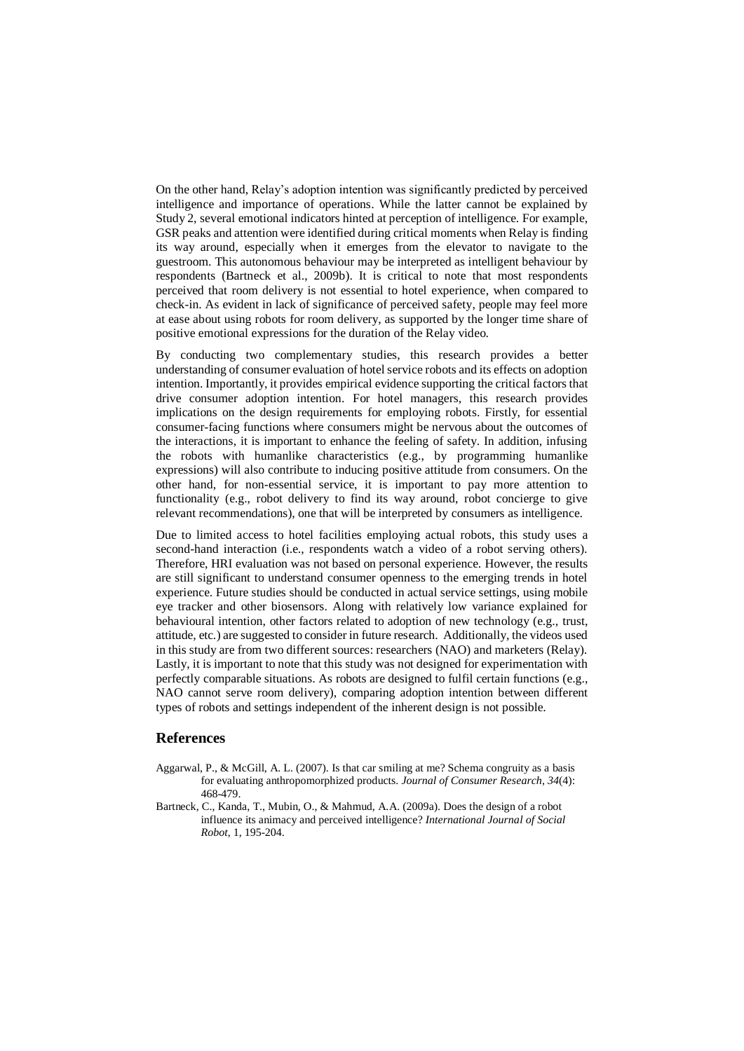On the other hand, Relay's adoption intention was significantly predicted by perceived intelligence and importance of operations. While the latter cannot be explained by Study 2, several emotional indicators hinted at perception of intelligence. For example, GSR peaks and attention were identified during critical moments when Relay is finding its way around, especially when it emerges from the elevator to navigate to the guestroom. This autonomous behaviour may be interpreted as intelligent behaviour by respondents (Bartneck et al., 2009b). It is critical to note that most respondents perceived that room delivery is not essential to hotel experience, when compared to check-in. As evident in lack of significance of perceived safety, people may feel more at ease about using robots for room delivery, as supported by the longer time share of positive emotional expressions for the duration of the Relay video.

By conducting two complementary studies, this research provides a better understanding of consumer evaluation of hotel service robots and its effects on adoption intention. Importantly, it provides empirical evidence supporting the critical factors that drive consumer adoption intention. For hotel managers, this research provides implications on the design requirements for employing robots. Firstly, for essential consumer-facing functions where consumers might be nervous about the outcomes of the interactions, it is important to enhance the feeling of safety. In addition, infusing the robots with humanlike characteristics (e.g., by programming humanlike expressions) will also contribute to inducing positive attitude from consumers. On the other hand, for non-essential service, it is important to pay more attention to functionality (e.g., robot delivery to find its way around, robot concierge to give relevant recommendations), one that will be interpreted by consumers as intelligence.

Due to limited access to hotel facilities employing actual robots, this study uses a second-hand interaction (i.e., respondents watch a video of a robot serving others). Therefore, HRI evaluation was not based on personal experience. However, the results are still significant to understand consumer openness to the emerging trends in hotel experience. Future studies should be conducted in actual service settings, using mobile eye tracker and other biosensors. Along with relatively low variance explained for behavioural intention, other factors related to adoption of new technology (e.g., trust, attitude, etc.) are suggested to consider in future research. Additionally, the videos used in this study are from two different sources: researchers (NAO) and marketers (Relay). Lastly, it is important to note that this study was not designed for experimentation with perfectly comparable situations. As robots are designed to fulfil certain functions (e.g., NAO cannot serve room delivery), comparing adoption intention between different types of robots and settings independent of the inherent design is not possible.

## References

Aggarwal, P., & McGill, A. L. (2007). Is that car smiling at me? Schema congruity as a basis for evaluating anthropomorphized products. *Journal of Consumer Research*, *34*(4): 468-479.

Bartneck, C., Kanda, T., Mubin, O., & Mahmud, A.A. (2009a). Does the design of a robot influence its animacy and perceived intelligence? *International Journal of Social Robot*, 1, 195-204.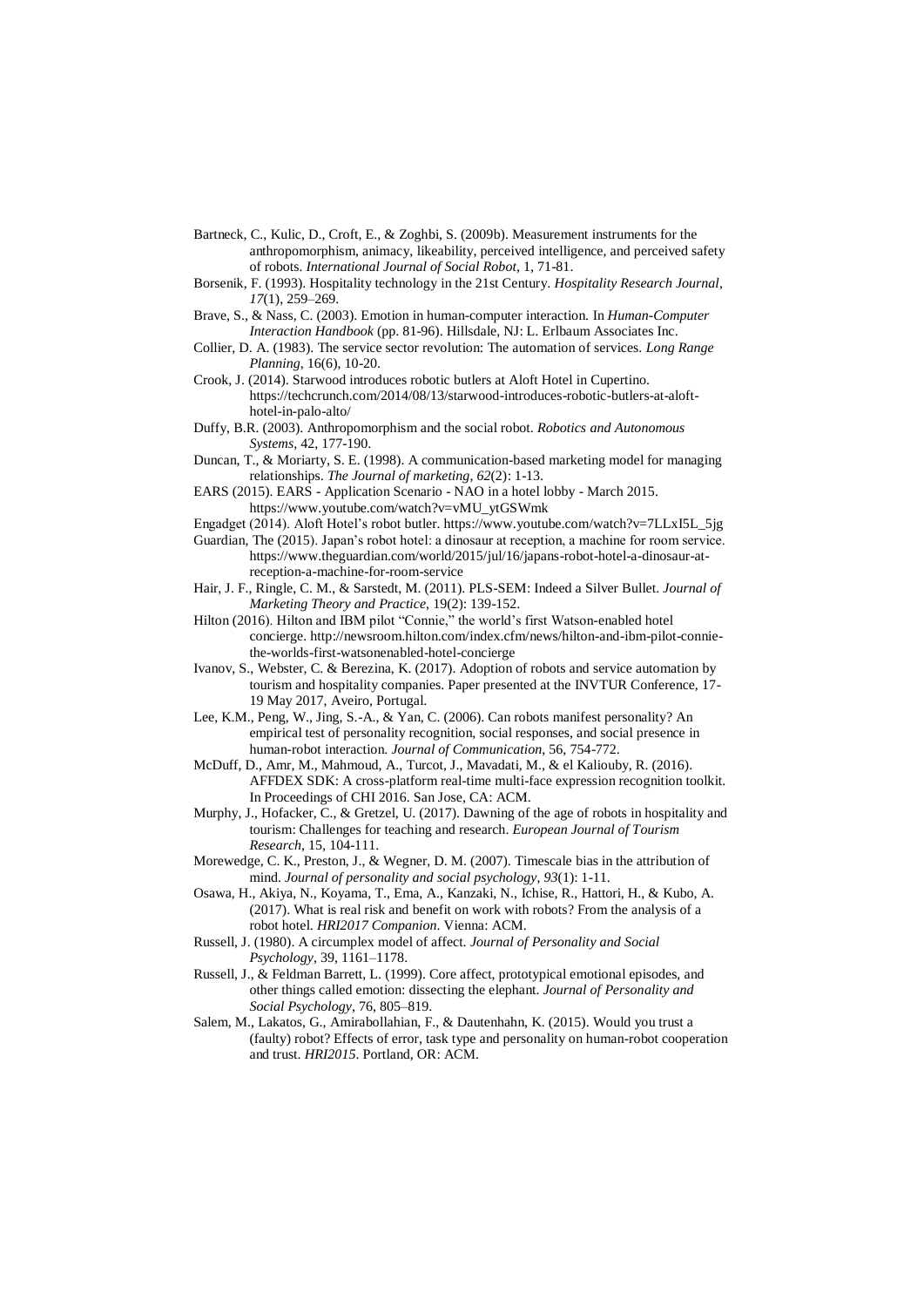Bartneck, C., Kulic, D., Croft, E., & Zoghbi, S. (2009b). Measurement instruments for the anthropomorphism, animacy, likeability, perceived intelligence, and perceived safety of robots. *International Journal of Social Robot*, 1, 71-81.

Borsenik, F. (1993). Hospitality technology in the 21st Century. *Hospitality Research Journal*, *17*(1), 259–269.

Brave, S., & Nass, C. (2003). Emotion in human-computer interaction. In *Human-Computer Interaction Handbook* (pp. 81-96). Hillsdale, NJ: L. Erlbaum Associates Inc.

Collier, D. A. (1983). The service sector revolution: The automation of services. *Long Range Planning*, 16(6), 10-20.

Crook, J. (2014). Starwood introduces robotic butlers at Aloft Hotel in Cupertino. https://techcrunch.com/2014/08/13/starwood-introduces-robotic-butlers-at-aloft-hotel-in-palo-alto/

Duffy, B.R. (2003). Anthropomorphism and the social robot. *Robotics and Autonomous Systems*, 42, 177-190.

Duncan, T., & Moriarty, S. E. (1998). A communication-based marketing model for managing relationships. *The Journal of marketing*, *62*(2): 1-13.

EARS (2015). EARS - Application Scenario - NAO in a hotel lobby - March 2015. https://www.youtube.com/watch?v=vMU_ytGSWmk

Engadget (2014). Aloft Hotel's robot butler. https://www.youtube.com/watch?v=7LLxI5L_5jg

Guardian, The (2015). Japan's robot hotel: a dinosaur at reception, a machine for room service. https://www.theguardian.com/world/2015/jul/16/japans-robot-hotel-a-dinosaur-at-reception-a-machine-for-room-service

Hair, J. F., Ringle, C. M., & Sarstedt, M. (2011). PLS-SEM: Indeed a Silver Bullet. *Journal of Marketing Theory and Practice*, 19(2): 139-152.

Hilton (2016). Hilton and IBM pilot "Connie," the world's first Watson-enabled hotel concierge. http://newsroom.hilton.com/index.cfm/news/hilton-and-ibm-pilot-connie-the-worlds-first-watsonenabled-hotel-concierge

Ivanov, S., Webster, C. & Berezina, K. (2017). Adoption of robots and service automation by tourism and hospitality companies. Paper presented at the INVTUR Conference, 17-19 May 2017, Aveiro, Portugal.

Lee, K.M., Peng, W., Jing, S.-A., & Yan, C. (2006). Can robots manifest personality? An empirical test of personality recognition, social responses, and social presence in human-robot interaction. *Journal of Communication*, 56, 754-772.

McDuff, D., Amr, M., Mahmoud, A., Turcot, J., Mavadati, M., & el Kaliouby, R. (2016). AFFDEX SDK: A cross-platform real-time multi-face expression recognition toolkit. In Proceedings of CHI 2016. San Jose, CA: ACM.

Murphy, J., Hofacker, C., & Gretzel, U. (2017). Dawning of the age of robots in hospitality and tourism: Challenges for teaching and research. *European Journal of Tourism Research*, 15, 104-111.

Morewedge, C. K., Preston, J., & Wegner, D. M. (2007). Timescale bias in the attribution of mind. *Journal of personality and social psychology*, *93*(1): 1-11.

Osawa, H., Akiya, N., Koyama, T., Ema, A., Kanzaki, N., Ichise, R., Hattori, H., & Kubo, A. (2017). What is real risk and benefit on work with robots? From the analysis of a robot hotel. *HRI2017 Companion*. Vienna: ACM.

Russell, J. (1980). A circumplex model of affect. *Journal of Personality and Social Psychology*, 39, 1161–1178.

Russell, J., & Feldman Barrett, L. (1999). Core affect, prototypical emotional episodes, and other things called emotion: dissecting the elephant. *Journal of Personality and Social Psychology*, 76, 805–819.

Salem, M., Lakatos, G., Amirabollahian, F., & Dautenhahn, K. (2015). Would you trust a (faulty) robot? Effects of error, task type and personality on human-robot cooperation and trust. *HRI2015*. Portland, OR: ACM.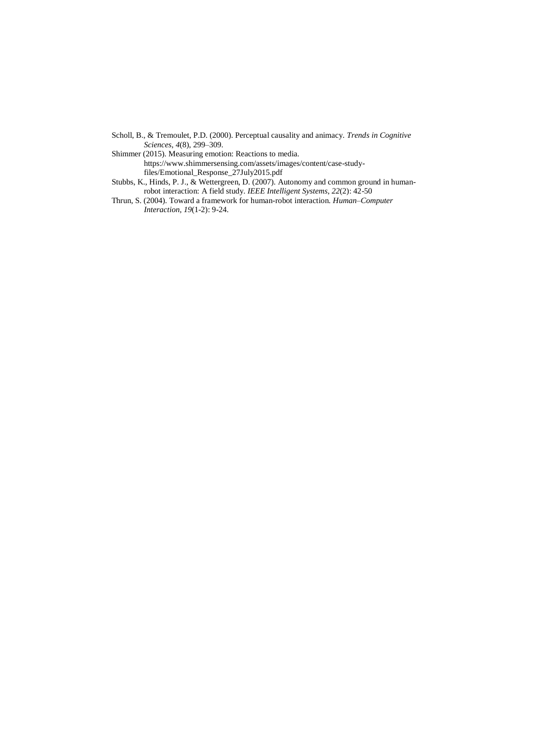Scholl, B., & Tremoulet, P.D. (2000). Perceptual causality and animacy. *Trends in Cognitive Sciences*, *4*(8), 299–309.

Shimmer (2015). Measuring emotion: Reactions to media. https://www.shimmersensing.com/assets/images/content/case-study-files/Emotional_Response_27July2015.pdf

Stubbs, K., Hinds, P. J., & Wettergreen, D. (2007). Autonomy and common ground in human-robot interaction: A field study. *IEEE Intelligent Systems*, *22*(2): 42-50

Thrun, S. (2004). Toward a framework for human-robot interaction. *Human–Computer Interaction*, *19*(1-2): 9-24.